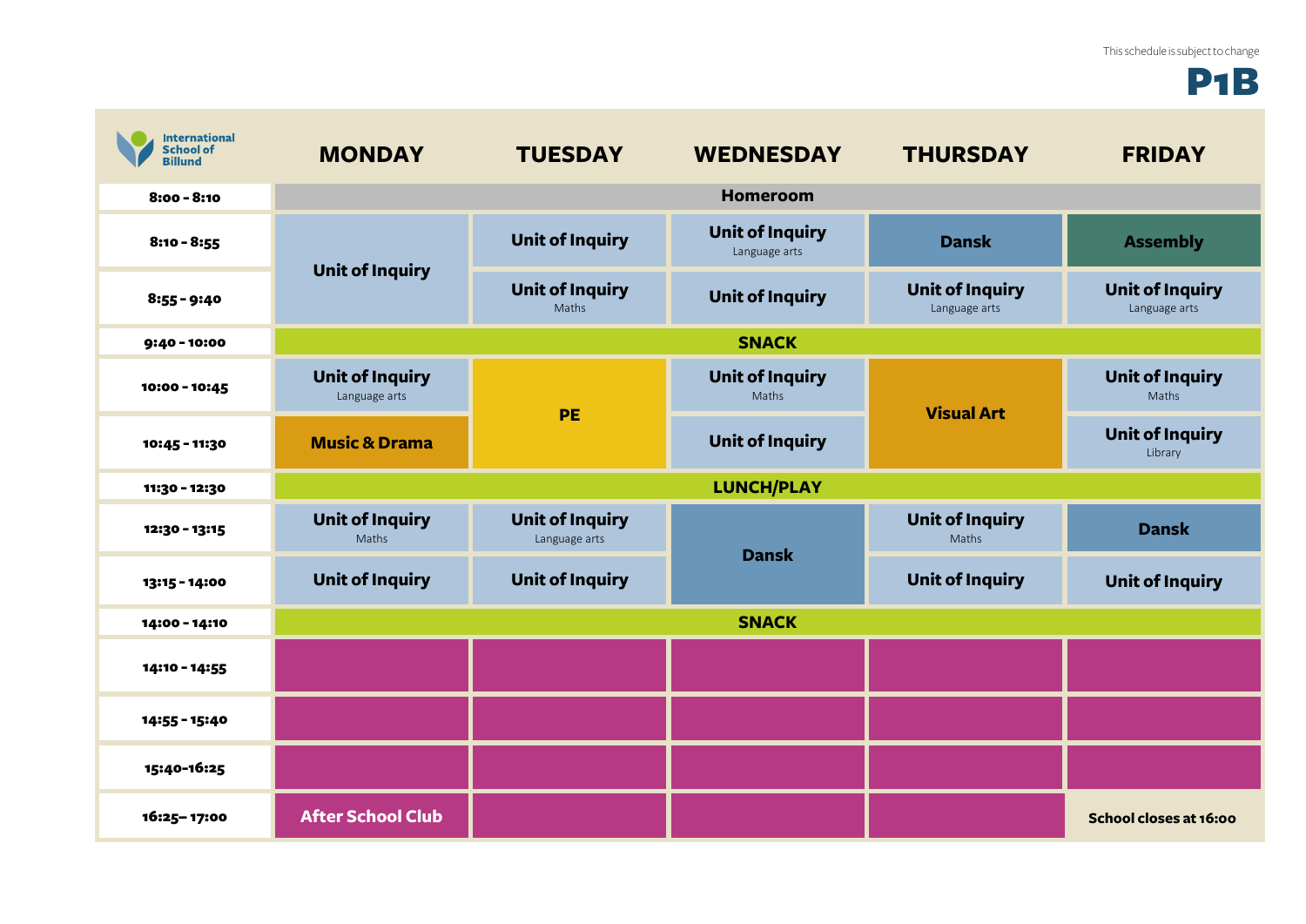This schedule is subject to change

# P1B

| International School of Billund | MONDAY | TUESDAY | WEDNESDAY | THURSDAY | FRIDAY |
|---|---|---|---|---|---|
| 8:00 - 8:10 | Homeroom | | | | |
| 8:10 - 8:55 | Unit of Inquiry | Unit of Inquiry | Unit of Inquiry<br>Language arts | Dansk | Assembly |
| 8:55 - 9:40 | | Unit of Inquiry<br>Maths | Unit of Inquiry | Unit of Inquiry<br>Language arts | Unit of Inquiry<br>Language arts |
| 9:40 - 10:00 | SNACK | | | | |
| 10:00 - 10:45 | Unit of Inquiry<br>Language arts | PE | Unit of Inquiry<br>Maths | Visual Art | Unit of Inquiry<br>Maths |
| 10:45 - 11:30 | Music & Drama | | Unit of Inquiry | | Unit of Inquiry<br>Library |
| 11:30 - 12:30 | LUNCH/PLAY | | | | |
| 12:30 - 13:15 | Unit of Inquiry<br>Maths | Unit of Inquiry<br>Language arts | Dansk | Unit of Inquiry<br>Maths | Dansk |
| 13:15 - 14:00 | Unit of Inquiry | Unit of Inquiry | | Unit of Inquiry | Unit of Inquiry |
| 14:00 - 14:10 | SNACK | | | | |
| 14:10 - 14:55 | | | | | |
| 14:55 - 15:40 | | | | | |
| 15:40-16:25 | | | | | |
| 16:25– 17:00 | After School Club | | | | School closes at 16:00 |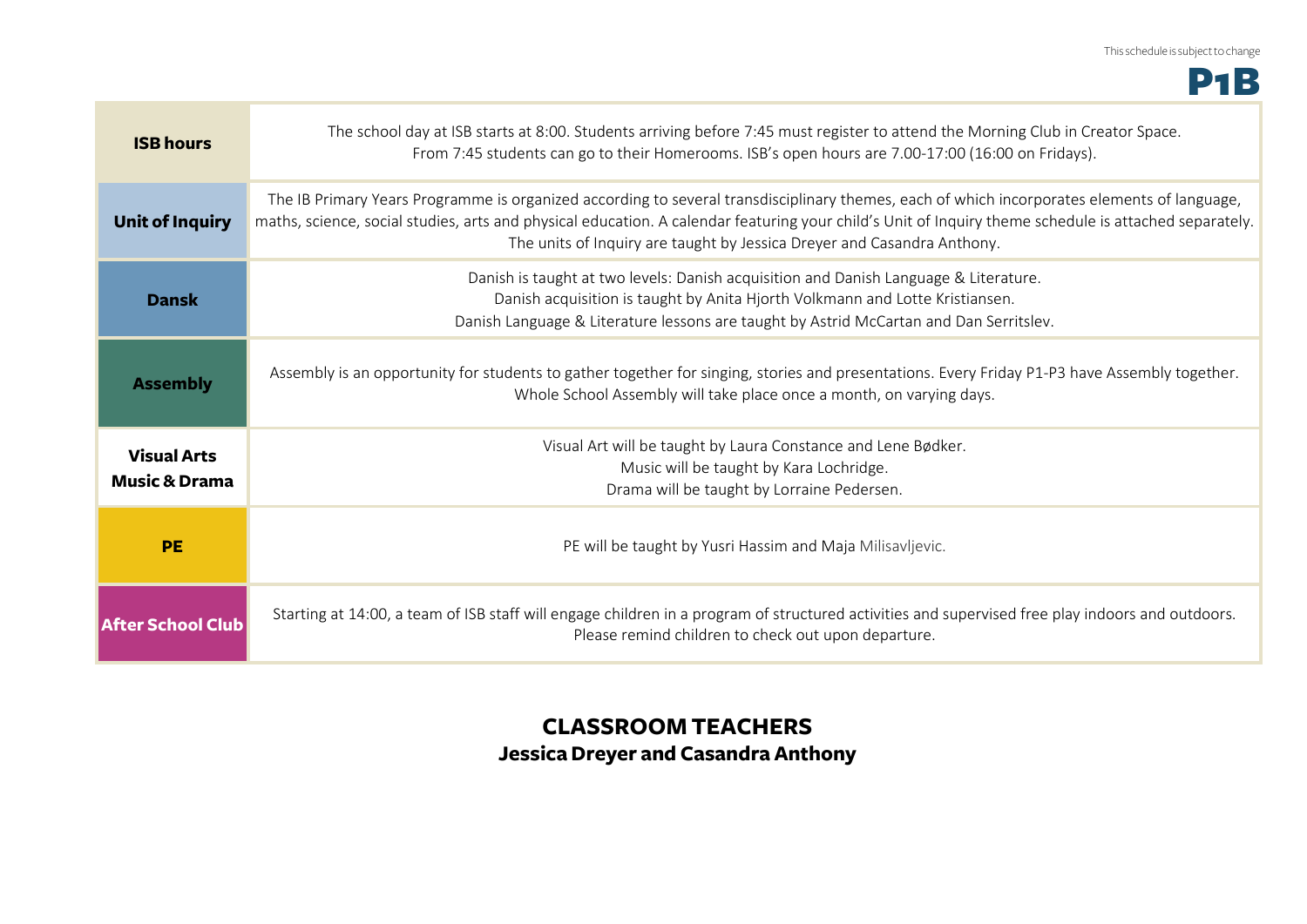This schedule is subject to change

# P1B

| | |
|---|---|
| **ISB hours** | The school day at ISB starts at 8:00. Students arriving before 7:45 must register to attend the Morning Club in Creator Space. From 7:45 students can go to their Homerooms. ISB's open hours are 7.00-17:00 (16:00 on Fridays). |
| **Unit of Inquiry** | The IB Primary Years Programme is organized according to several transdisciplinary themes, each of which incorporates elements of language, maths, science, social studies, arts and physical education. A calendar featuring your child's Unit of Inquiry theme schedule is attached separately. The units of Inquiry are taught by Jessica Dreyer and Casandra Anthony. |
| **Dansk** | Danish is taught at two levels: Danish acquisition and Danish Language & Literature. Danish acquisition is taught by Anita Hjorth Volkmann and Lotte Kristiansen. Danish Language & Literature lessons are taught by Astrid McCartan and Dan Serritslev. |
| **Assembly** | Assembly is an opportunity for students to gather together for singing, stories and presentations. Every Friday P1-P3 have Assembly together. Whole School Assembly will take place once a month, on varying days. |
| **Visual Arts Music & Drama** | Visual Art will be taught by Laura Constance and Lene Bødker. Music will be taught by Kara Lochridge. Drama will be taught by Lorraine Pedersen. |
| **PE** | PE will be taught by Yusri Hassim and Maja Milisavljevic. |
| **After School Club** | Starting at 14:00, a team of ISB staff will engage children in a program of structured activities and supervised free play indoors and outdoors. Please remind children to check out upon departure. |

## CLASSROOM TEACHERS
**Jessica Dreyer and Casandra Anthony**